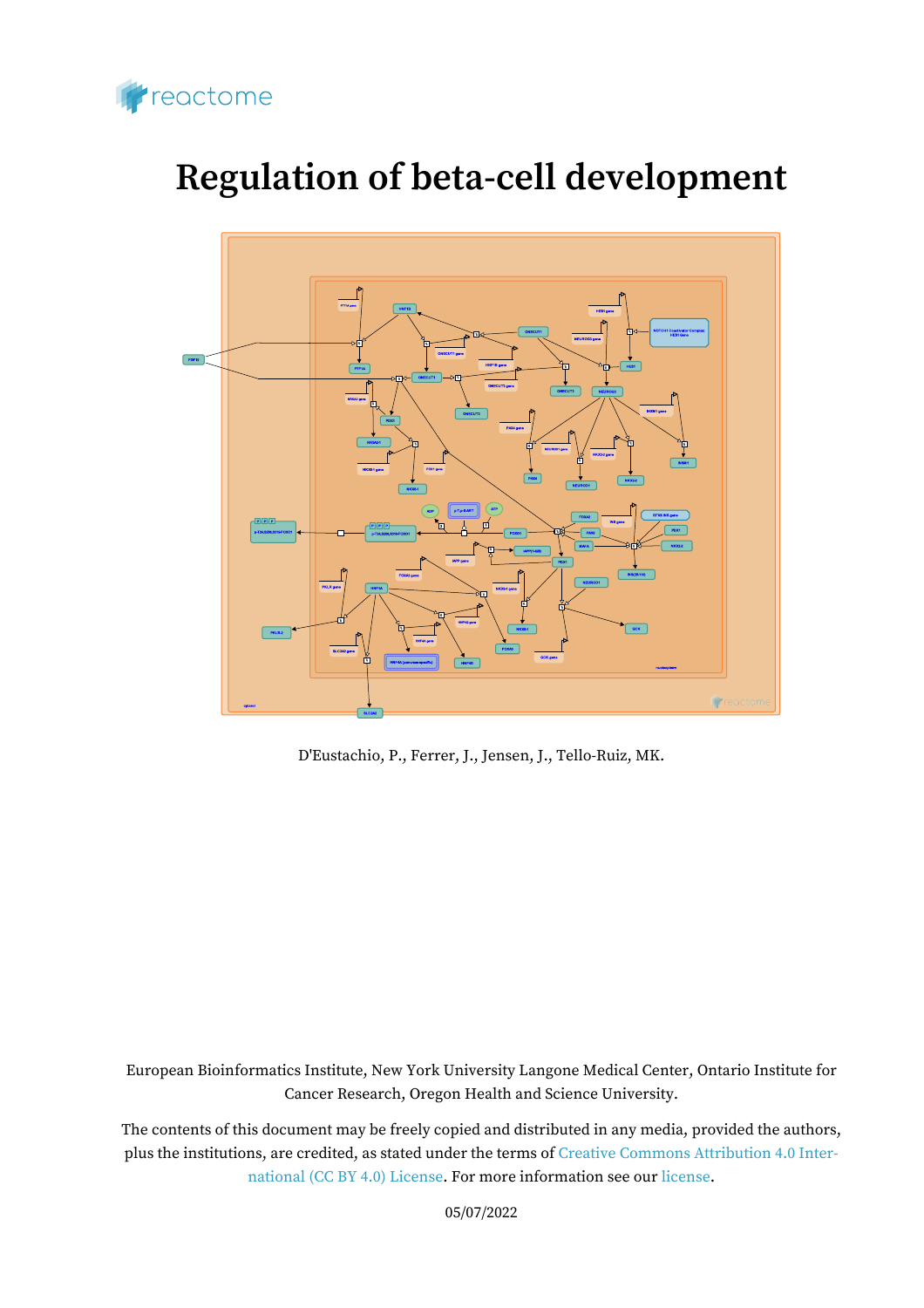reactome

# Regulation of beta-cell development

D'Eustachio, P., Ferrer, J., Jensen, J., Tello-Ruiz, MK.

European Bioinformatics Institute, New York University Langone Medical Center, Ontario Institute for Cancer Research, Oregon Health and Science University.

The contents of this document may be freely copied and distributed in any media, provided the authors, plus the institutions, are credited, as stated under the terms of Creative Commons Attribution 4.0 International (CC BY 4.0) License. For more information see our license.

05/07/2022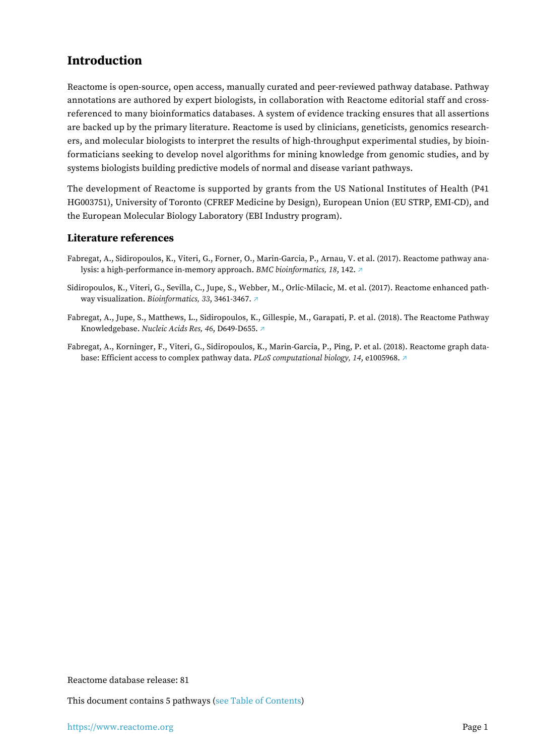## Introduction

Reactome is open-source, open access, manually curated and peer-reviewed pathway database. Pathway annotations are authored by expert biologists, in collaboration with Reactome editorial staff and cross-referenced to many bioinformatics databases. A system of evidence tracking ensures that all assertions are backed up by the primary literature. Reactome is used by clinicians, geneticists, genomics researchers, and molecular biologists to interpret the results of high-throughput experimental studies, by bioinformaticians seeking to develop novel algorithms for mining knowledge from genomic studies, and by systems biologists building predictive models of normal and disease variant pathways.

The development of Reactome is supported by grants from the US National Institutes of Health (P41 HG003751), University of Toronto (CFREF Medicine by Design), European Union (EU STRP, EMI-CD), and the European Molecular Biology Laboratory (EBI Industry program).

### Literature references

Fabregat, A., Sidiropoulos, K., Viteri, G., Forner, O., Marin-Garcia, P., Arnau, V. et al. (2017). Reactome pathway analysis: a high-performance in-memory approach. *BMC bioinformatics, 18*, 142. ↗

Sidiropoulos, K., Viteri, G., Sevilla, C., Jupe, S., Webber, M., Orlic-Milacic, M. et al. (2017). Reactome enhanced pathway visualization. *Bioinformatics, 33*, 3461-3467. ↗

Fabregat, A., Jupe, S., Matthews, L., Sidiropoulos, K., Gillespie, M., Garapati, P. et al. (2018). The Reactome Pathway Knowledgebase. *Nucleic Acids Res, 46*, D649-D655. ↗

Fabregat, A., Korninger, F., Viteri, G., Sidiropoulos, K., Marin-Garcia, P., Ping, P. et al. (2018). Reactome graph database: Efficient access to complex pathway data. *PLoS computational biology, 14*, e1005968. ↗

Reactome database release: 81

This document contains 5 pathways (see Table of Contents)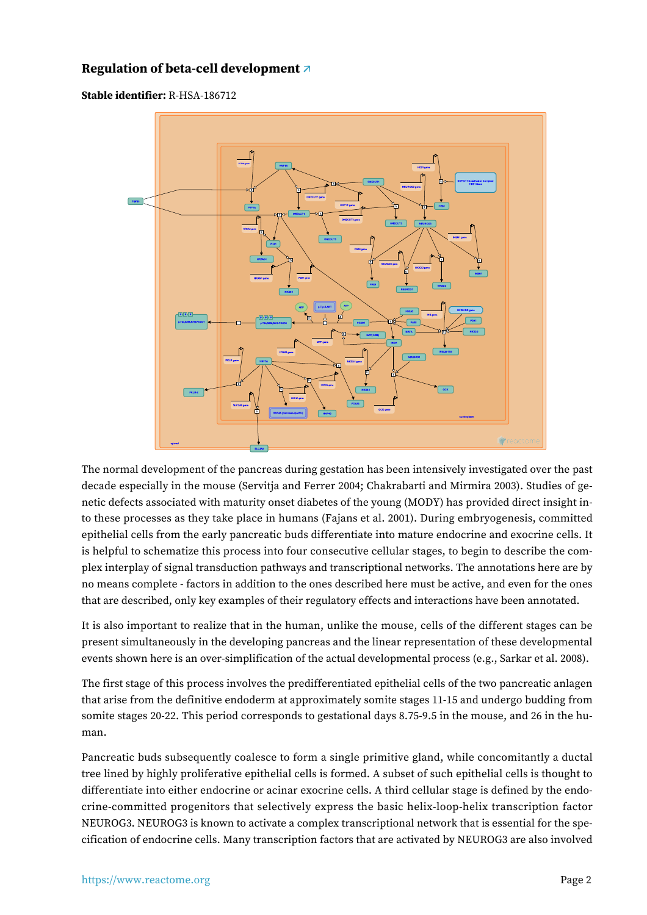## Regulation of beta-cell development ↗

**Stable identifier:** R-HSA-186712

The normal development of the pancreas during gestation has been intensively investigated over the past decade especially in the mouse (Servitja and Ferrer 2004; Chakrabarti and Mirmira 2003). Studies of genetic defects associated with maturity onset diabetes of the young (MODY) has provided direct insight into these processes as they take place in humans (Fajans et al. 2001). During embryogenesis, committed epithelial cells from the early pancreatic buds differentiate into mature endocrine and exocrine cells. It is helpful to schematize this process into four consecutive cellular stages, to begin to describe the complex interplay of signal transduction pathways and transcriptional networks. The annotations here are by no means complete - factors in addition to the ones described here must be active, and even for the ones that are described, only key examples of their regulatory effects and interactions have been annotated.

It is also important to realize that in the human, unlike the mouse, cells of the different stages can be present simultaneously in the developing pancreas and the linear representation of these developmental events shown here is an over-simplification of the actual developmental process (e.g., Sarkar et al. 2008).

The first stage of this process involves the predifferentiated epithelial cells of the two pancreatic anlagen that arise from the definitive endoderm at approximately somite stages 11-15 and undergo budding from somite stages 20-22. This period corresponds to gestational days 8.75-9.5 in the mouse, and 26 in the human.

Pancreatic buds subsequently coalesce to form a single primitive gland, while concomitantly a ductal tree lined by highly proliferative epithelial cells is formed. A subset of such epithelial cells is thought to differentiate into either endocrine or acinar exocrine cells. A third cellular stage is defined by the endocrine-committed progenitors that selectively express the basic helix-loop-helix transcription factor NEUROG3. NEUROG3 is known to activate a complex transcriptional network that is essential for the specification of endocrine cells. Many transcription factors that are activated by NEUROG3 are also involved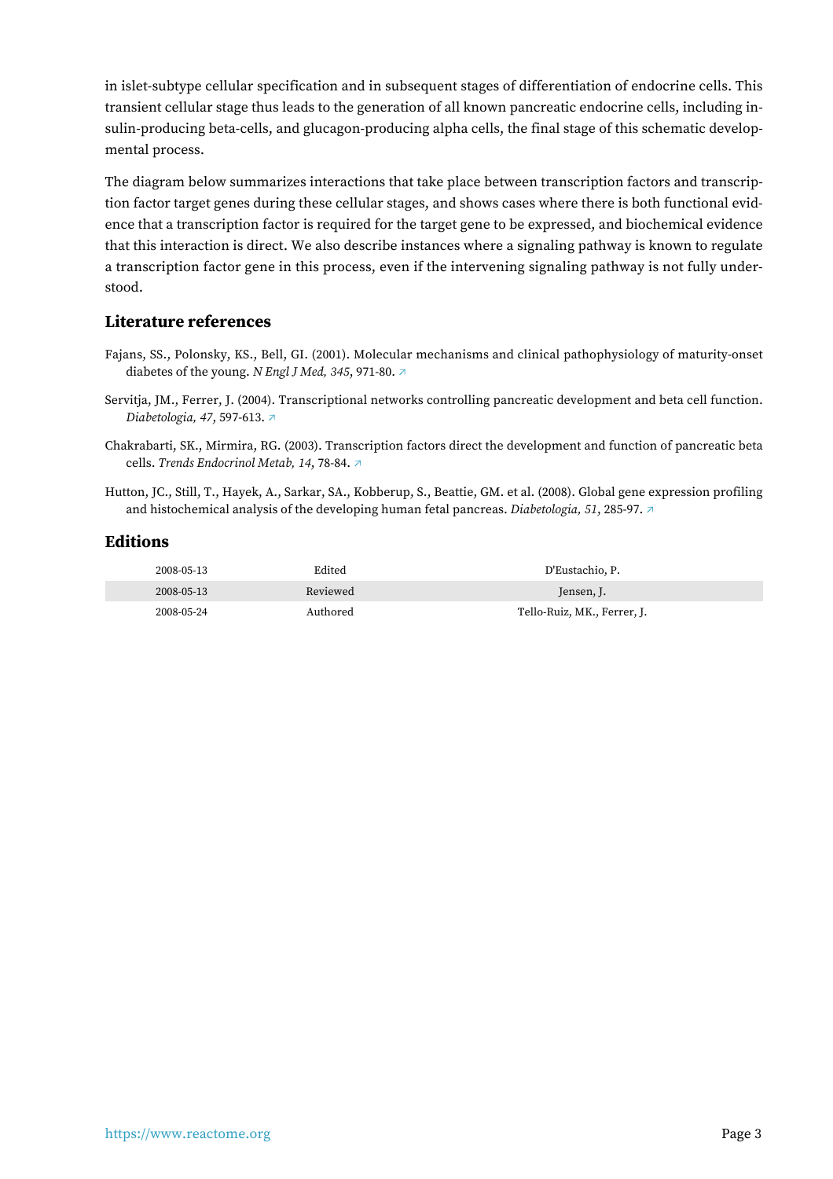in islet-subtype cellular specification and in subsequent stages of differentiation of endocrine cells. This transient cellular stage thus leads to the generation of all known pancreatic endocrine cells, including insulin-producing beta-cells, and glucagon-producing alpha cells, the final stage of this schematic developmental process.

The diagram below summarizes interactions that take place between transcription factors and transcription factor target genes during these cellular stages, and shows cases where there is both functional evidence that a transcription factor is required for the target gene to be expressed, and biochemical evidence that this interaction is direct. We also describe instances where a signaling pathway is known to regulate a transcription factor gene in this process, even if the intervening signaling pathway is not fully understood.

### Literature references

Fajans, SS., Polonsky, KS., Bell, GI. (2001). Molecular mechanisms and clinical pathophysiology of maturity-onset diabetes of the young. *N Engl J Med, 345*, 971-80. ↗

Servitja, JM., Ferrer, J. (2004). Transcriptional networks controlling pancreatic development and beta cell function. *Diabetologia, 47*, 597-613. ↗

Chakrabarti, SK., Mirmira, RG. (2003). Transcription factors direct the development and function of pancreatic beta cells. *Trends Endocrinol Metab, 14*, 78-84. ↗

Hutton, JC., Still, T., Hayek, A., Sarkar, SA., Kobberup, S., Beattie, GM. et al. (2008). Global gene expression profiling and histochemical analysis of the developing human fetal pancreas. *Diabetologia, 51*, 285-97. ↗

### Editions

| | | |
|---|---|---|
| 2008-05-13 | Edited | D'Eustachio, P. |
| 2008-05-13 | Reviewed | Jensen, J. |
| 2008-05-24 | Authored | Tello-Ruiz, MK., Ferrer, J. |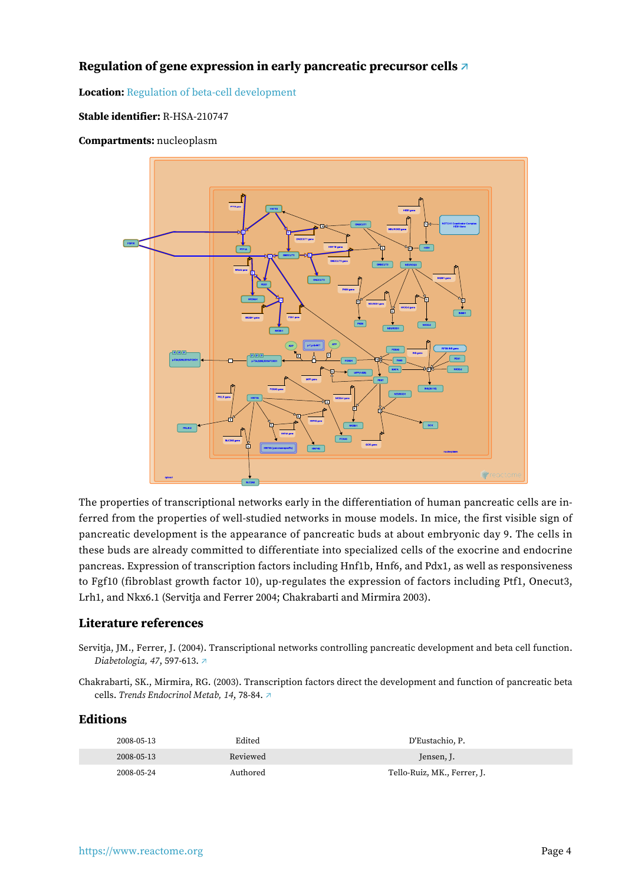## Regulation of gene expression in early pancreatic precursor cells ↗

**Location:** Regulation of beta-cell development

**Stable identifier:** R-HSA-210747

**Compartments:** nucleoplasm

The properties of transcriptional networks early in the differentiation of human pancreatic cells are inferred from the properties of well-studied networks in mouse models. In mice, the first visible sign of pancreatic development is the appearance of pancreatic buds at about embryonic day 9. The cells in these buds are already committed to differentiate into specialized cells of the exocrine and endocrine pancreas. Expression of transcription factors including Hnf1b, Hnf6, and Pdx1, as well as responsiveness to Fgf10 (fibroblast growth factor 10), up-regulates the expression of factors including Ptf1, Onecut3, Lrh1, and Nkx6.1 (Servitja and Ferrer 2004; Chakrabarti and Mirmira 2003).

### Literature references

Servitja, JM., Ferrer, J. (2004). Transcriptional networks controlling pancreatic development and beta cell function. *Diabetologia, 47*, 597-613. ↗

Chakrabarti, SK., Mirmira, RG. (2003). Transcription factors direct the development and function of pancreatic beta cells. *Trends Endocrinol Metab, 14*, 78-84. ↗

### Editions

| | | |
|---|---|---|
| 2008-05-13 | Edited | D'Eustachio, P. |
| 2008-05-13 | Reviewed | Jensen, J. |
| 2008-05-24 | Authored | Tello-Ruiz, MK., Ferrer, J. |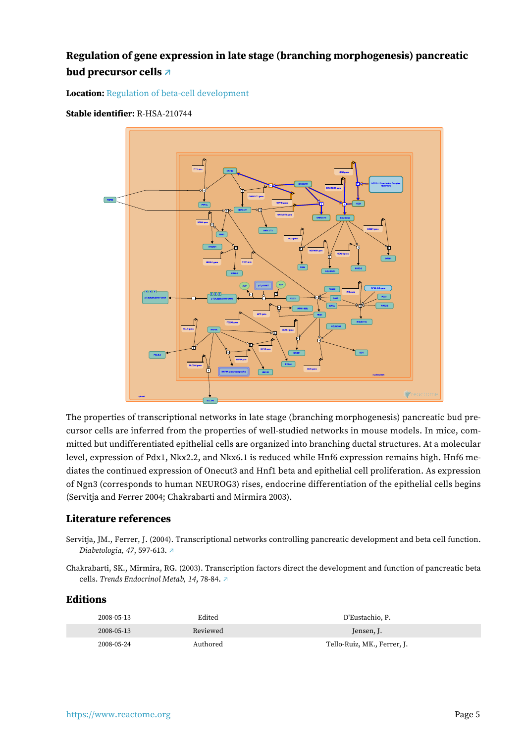## Regulation of gene expression in late stage (branching morphogenesis) pancreatic bud precursor cells ↗

**Location:** Regulation of beta-cell development

**Stable identifier:** R-HSA-210744

The properties of transcriptional networks in late stage (branching morphogenesis) pancreatic bud precursor cells are inferred from the properties of well-studied networks in mouse models. In mice, committed but undifferentiated epithelial cells are organized into branching ductal structures. At a molecular level, expression of Pdx1, Nkx2.2, and Nkx6.1 is reduced while Hnf6 expression remains high. Hnf6 mediates the continued expression of Onecut3 and Hnf1 beta and epithelial cell proliferation. As expression of Ngn3 (corresponds to human NEUROG3) rises, endocrine differentiation of the epithelial cells begins (Servitja and Ferrer 2004; Chakrabarti and Mirmira 2003).

### Literature references

Servitja, JM., Ferrer, J. (2004). Transcriptional networks controlling pancreatic development and beta cell function. *Diabetologia, 47*, 597-613. ↗

Chakrabarti, SK., Mirmira, RG. (2003). Transcription factors direct the development and function of pancreatic beta cells. *Trends Endocrinol Metab, 14*, 78-84. ↗

### Editions

| | | |
|---|---|---|
| 2008-05-13 | Edited | D'Eustachio, P. |
| 2008-05-13 | Reviewed | Jensen, J. |
| 2008-05-24 | Authored | Tello-Ruiz, MK., Ferrer, J. |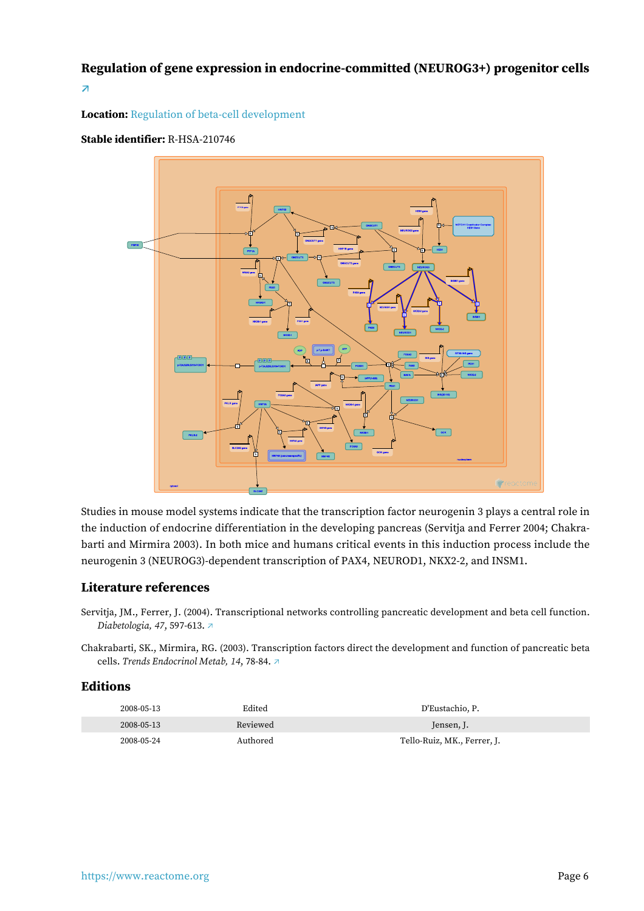## Regulation of gene expression in endocrine-committed (NEUROG3+) progenitor cells ↗

**Location:** Regulation of beta-cell development

**Stable identifier:** R-HSA-210746

Studies in mouse model systems indicate that the transcription factor neurogenin 3 plays a central role in the induction of endocrine differentiation in the developing pancreas (Servitja and Ferrer 2004; Chakrabarti and Mirmira 2003). In both mice and humans critical events in this induction process include the neurogenin 3 (NEUROG3)-dependent transcription of PAX4, NEUROD1, NKX2-2, and INSM1.

### Literature references

Servitja, JM., Ferrer, J. (2004). Transcriptional networks controlling pancreatic development and beta cell function. *Diabetologia, 47*, 597-613. ↗

Chakrabarti, SK., Mirmira, RG. (2003). Transcription factors direct the development and function of pancreatic beta cells. *Trends Endocrinol Metab, 14*, 78-84. ↗

### Editions

| | | |
|---|---|---|
| 2008-05-13 | Edited | D'Eustachio, P. |
| 2008-05-13 | Reviewed | Jensen, J. |
| 2008-05-24 | Authored | Tello-Ruiz, MK., Ferrer, J. |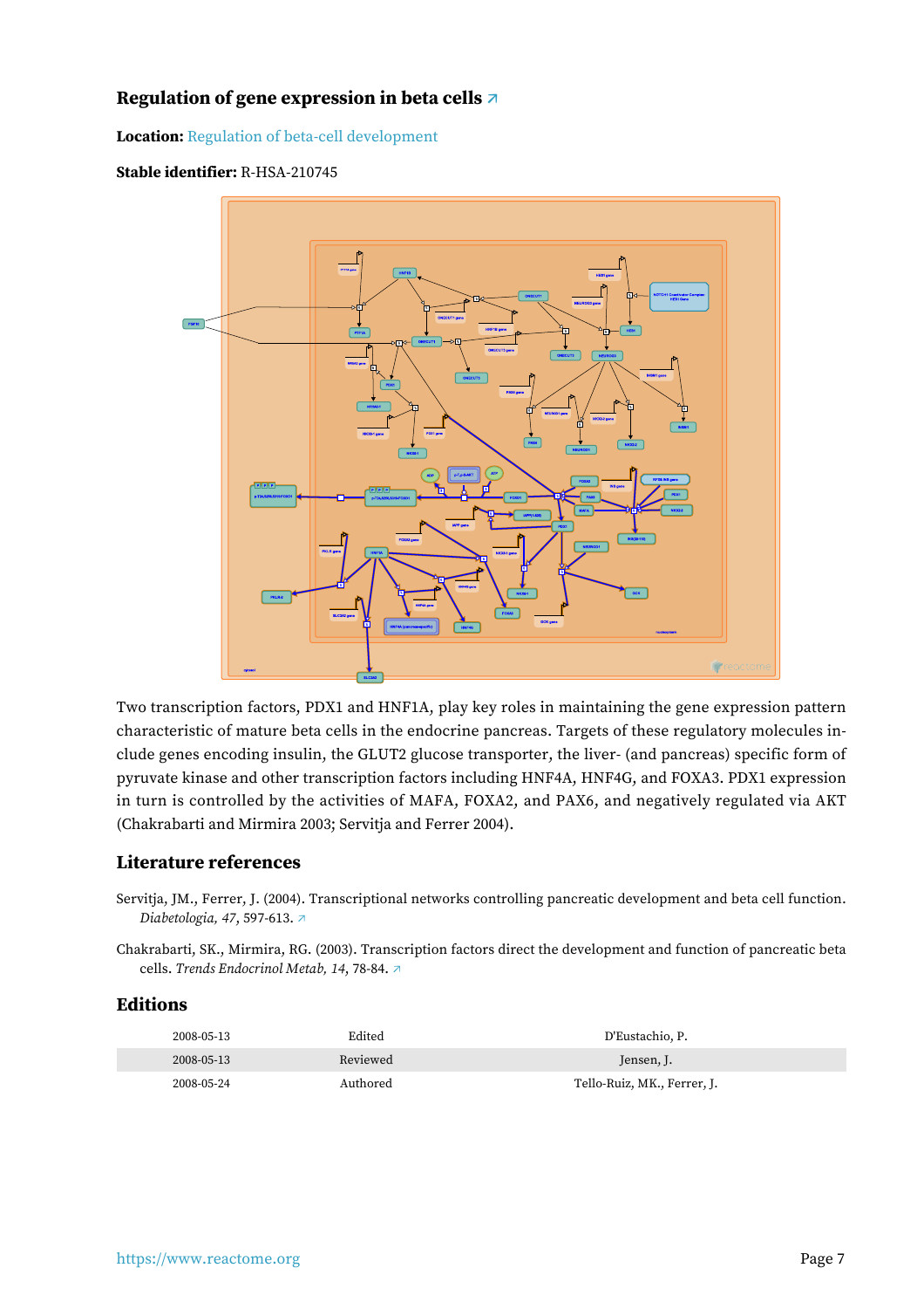## Regulation of gene expression in beta cells ↗

**Location:** Regulation of beta-cell development

**Stable identifier:** R-HSA-210745

Two transcription factors, PDX1 and HNF1A, play key roles in maintaining the gene expression pattern characteristic of mature beta cells in the endocrine pancreas. Targets of these regulatory molecules include genes encoding insulin, the GLUT2 glucose transporter, the liver- (and pancreas) specific form of pyruvate kinase and other transcription factors including HNF4A, HNF4G, and FOXA3. PDX1 expression in turn is controlled by the activities of MAFA, FOXA2, and PAX6, and negatively regulated via AKT (Chakrabarti and Mirmira 2003; Servitja and Ferrer 2004).

### Literature references

Servitja, JM., Ferrer, J. (2004). Transcriptional networks controlling pancreatic development and beta cell function. *Diabetologia, 47*, 597-613. ↗

Chakrabarti, SK., Mirmira, RG. (2003). Transcription factors direct the development and function of pancreatic beta cells. *Trends Endocrinol Metab, 14*, 78-84. ↗

### Editions

| | | |
|---|---|---|
| 2008-05-13 | Edited | D'Eustachio, P. |
| 2008-05-13 | Reviewed | Jensen, J. |
| 2008-05-24 | Authored | Tello-Ruiz, MK., Ferrer, J. |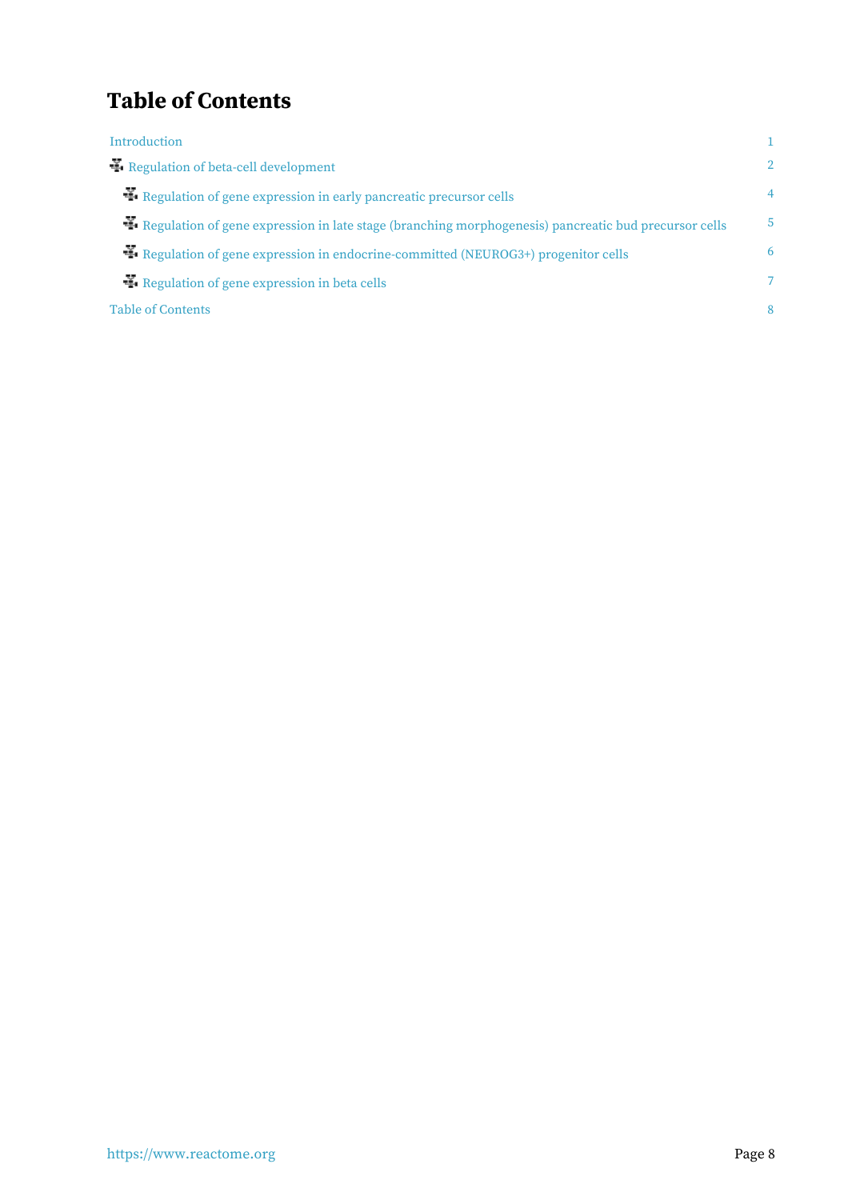# Table of Contents

- Introduction 1
- Regulation of beta-cell development 2
  - Regulation of gene expression in early pancreatic precursor cells 4
  - Regulation of gene expression in late stage (branching morphogenesis) pancreatic bud precursor cells 5
  - Regulation of gene expression in endocrine-committed (NEUROG3+) progenitor cells 6
  - Regulation of gene expression in beta cells 7
- Table of Contents 8